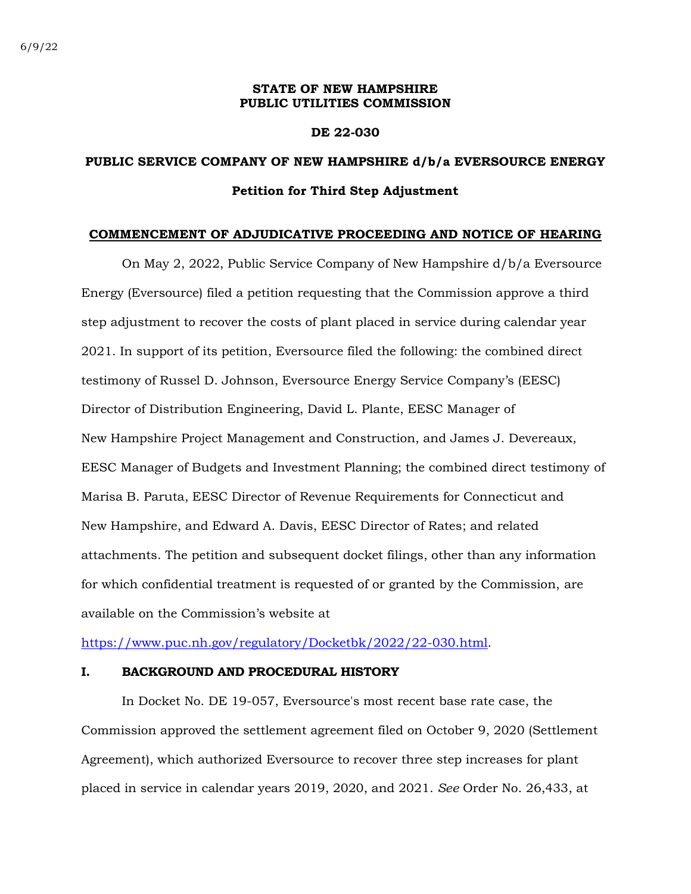6/9/22

**STATE OF NEW HAMPSHIRE**
**PUBLIC UTILITIES COMMISSION**

**DE 22-030**

**PUBLIC SERVICE COMPANY OF NEW HAMPSHIRE d/b/a EVERSOURCE ENERGY**

**Petition for Third Step Adjustment**

**COMMENCEMENT OF ADJUDICATIVE PROCEEDING AND NOTICE OF HEARING**

On May 2, 2022, Public Service Company of New Hampshire d/b/a Eversource Energy (Eversource) filed a petition requesting that the Commission approve a third step adjustment to recover the costs of plant placed in service during calendar year 2021. In support of its petition, Eversource filed the following: the combined direct testimony of Russel D. Johnson, Eversource Energy Service Company's (EESC) Director of Distribution Engineering, David L. Plante, EESC Manager of New Hampshire Project Management and Construction, and James J. Devereaux, EESC Manager of Budgets and Investment Planning; the combined direct testimony of Marisa B. Paruta, EESC Director of Revenue Requirements for Connecticut and New Hampshire, and Edward A. Davis, EESC Director of Rates; and related attachments. The petition and subsequent docket filings, other than any information for which confidential treatment is requested of or granted by the Commission, are available on the Commission's website at https://www.puc.nh.gov/regulatory/Docketbk/2022/22-030.html.

## I. BACKGROUND AND PROCEDURAL HISTORY

In Docket No. DE 19-057, Eversource's most recent base rate case, the Commission approved the settlement agreement filed on October 9, 2020 (Settlement Agreement), which authorized Eversource to recover three step increases for plant placed in service in calendar years 2019, 2020, and 2021. *See* Order No. 26,433, at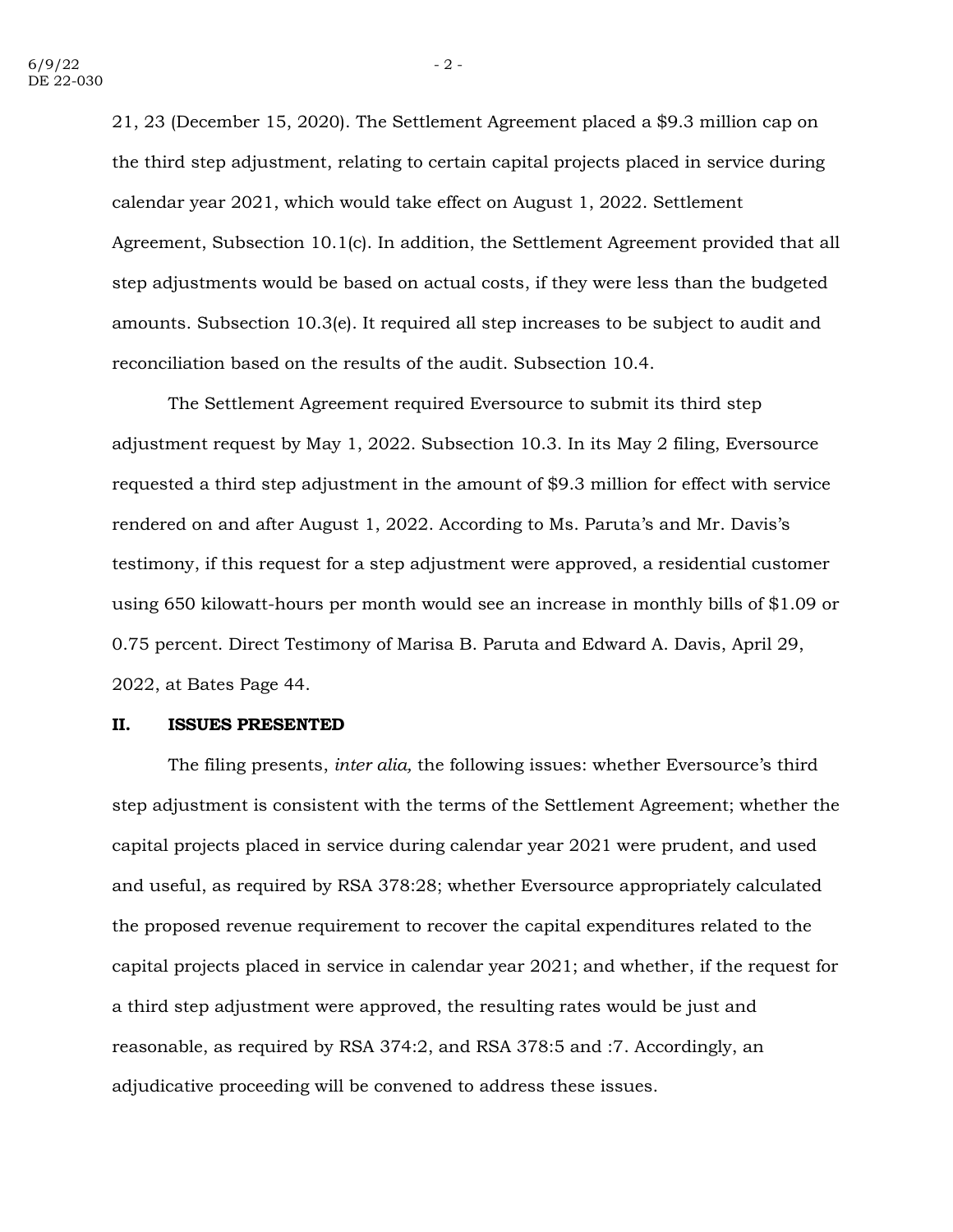21, 23 (December 15, 2020). The Settlement Agreement placed a $9.3 million cap on the third step adjustment, relating to certain capital projects placed in service during calendar year 2021, which would take effect on August 1, 2022. Settlement Agreement, Subsection 10.1(c). In addition, the Settlement Agreement provided that all step adjustments would be based on actual costs, if they were less than the budgeted amounts. Subsection 10.3(e). It required all step increases to be subject to audit and reconciliation based on the results of the audit. Subsection 10.4.

The Settlement Agreement required Eversource to submit its third step adjustment request by May 1, 2022. Subsection 10.3. In its May 2 filing, Eversource requested a third step adjustment in the amount of $9.3 million for effect with service rendered on and after August 1, 2022. According to Ms. Paruta's and Mr. Davis's testimony, if this request for a step adjustment were approved, a residential customer using 650 kilowatt-hours per month would see an increase in monthly bills of $1.09 or 0.75 percent. Direct Testimony of Marisa B. Paruta and Edward A. Davis, April 29, 2022, at Bates Page 44.

## II. ISSUES PRESENTED

The filing presents, *inter alia,* the following issues: whether Eversource's third step adjustment is consistent with the terms of the Settlement Agreement; whether the capital projects placed in service during calendar year 2021 were prudent, and used and useful, as required by RSA 378:28; whether Eversource appropriately calculated the proposed revenue requirement to recover the capital expenditures related to the capital projects placed in service in calendar year 2021; and whether, if the request for a third step adjustment were approved, the resulting rates would be just and reasonable, as required by RSA 374:2, and RSA 378:5 and :7. Accordingly, an adjudicative proceeding will be convened to address these issues.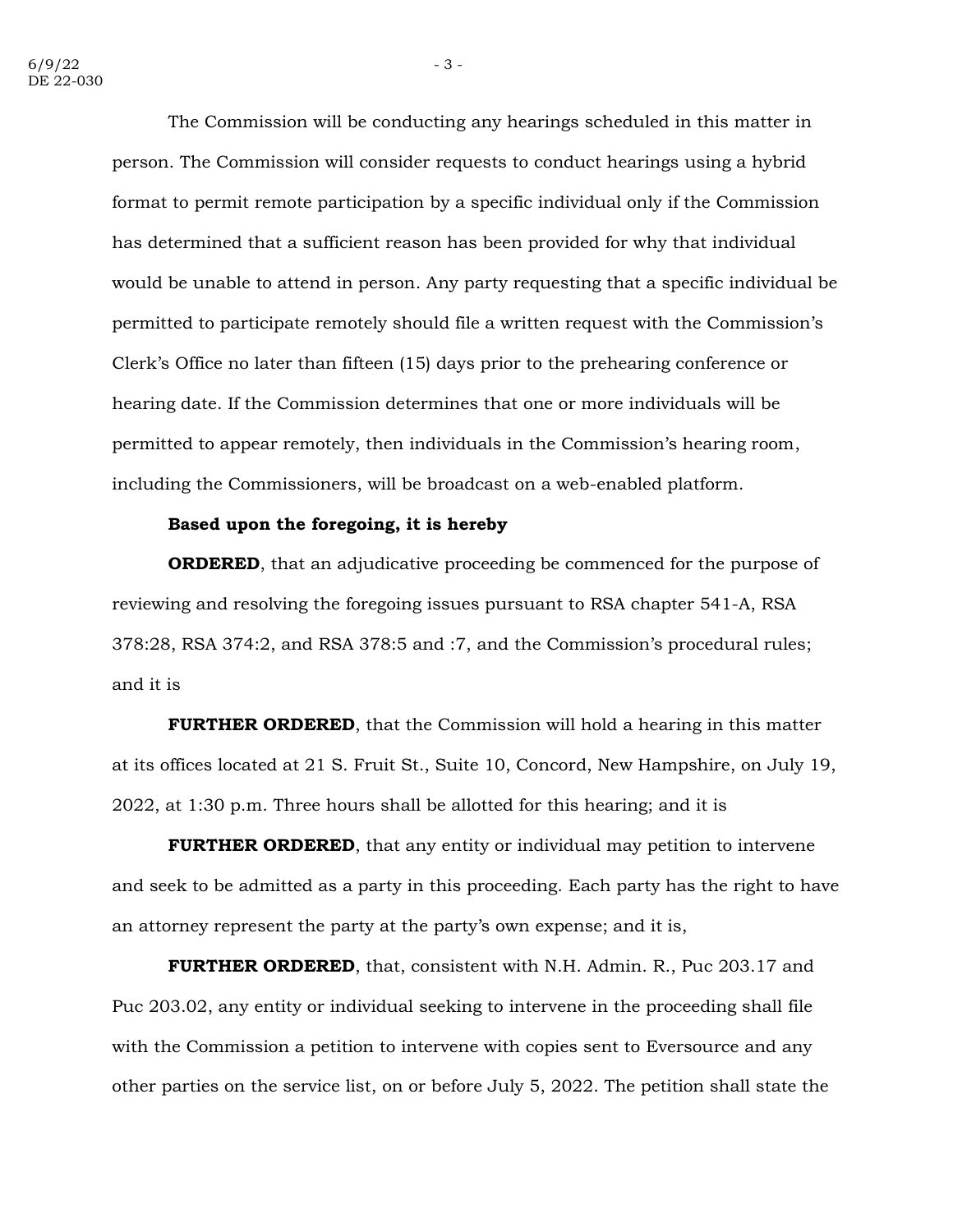The Commission will be conducting any hearings scheduled in this matter in person. The Commission will consider requests to conduct hearings using a hybrid format to permit remote participation by a specific individual only if the Commission has determined that a sufficient reason has been provided for why that individual would be unable to attend in person. Any party requesting that a specific individual be permitted to participate remotely should file a written request with the Commission's Clerk's Office no later than fifteen (15) days prior to the prehearing conference or hearing date. If the Commission determines that one or more individuals will be permitted to appear remotely, then individuals in the Commission's hearing room, including the Commissioners, will be broadcast on a web-enabled platform.

**Based upon the foregoing, it is hereby**

**ORDERED**, that an adjudicative proceeding be commenced for the purpose of reviewing and resolving the foregoing issues pursuant to RSA chapter 541-A, RSA 378:28, RSA 374:2, and RSA 378:5 and :7, and the Commission's procedural rules; and it is

**FURTHER ORDERED**, that the Commission will hold a hearing in this matter at its offices located at 21 S. Fruit St., Suite 10, Concord, New Hampshire, on July 19, 2022, at 1:30 p.m. Three hours shall be allotted for this hearing; and it is

**FURTHER ORDERED**, that any entity or individual may petition to intervene and seek to be admitted as a party in this proceeding. Each party has the right to have an attorney represent the party at the party's own expense; and it is,

**FURTHER ORDERED**, that, consistent with N.H. Admin. R., Puc 203.17 and Puc 203.02, any entity or individual seeking to intervene in the proceeding shall file with the Commission a petition to intervene with copies sent to Eversource and any other parties on the service list, on or before July 5, 2022. The petition shall state the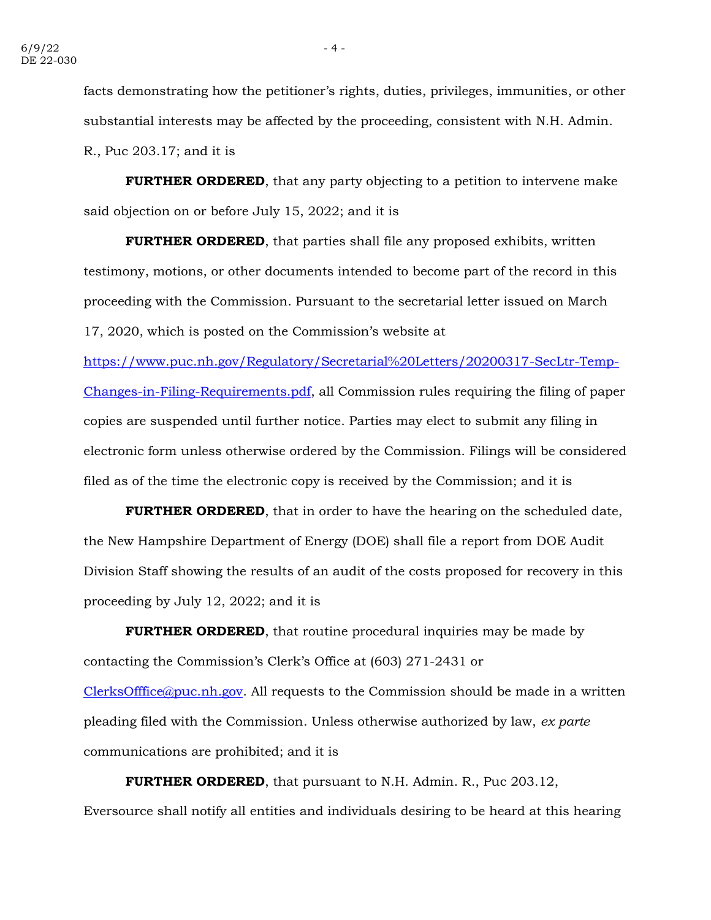facts demonstrating how the petitioner's rights, duties, privileges, immunities, or other substantial interests may be affected by the proceeding, consistent with N.H. Admin. R., Puc 203.17; and it is

**FURTHER ORDERED**, that any party objecting to a petition to intervene make said objection on or before July 15, 2022; and it is

**FURTHER ORDERED**, that parties shall file any proposed exhibits, written testimony, motions, or other documents intended to become part of the record in this proceeding with the Commission. Pursuant to the secretarial letter issued on March 17, 2020, which is posted on the Commission's website at [https://www.puc.nh.gov/Regulatory/Secretarial%20Letters/20200317-SecLtr-Temp-Changes-in-Filing-Requirements.pdf](https://www.puc.nh.gov/Regulatory/Secretarial%20Letters/20200317-SecLtr-Temp-Changes-in-Filing-Requirements.pdf), all Commission rules requiring the filing of paper copies are suspended until further notice. Parties may elect to submit any filing in electronic form unless otherwise ordered by the Commission. Filings will be considered filed as of the time the electronic copy is received by the Commission; and it is

**FURTHER ORDERED**, that in order to have the hearing on the scheduled date, the New Hampshire Department of Energy (DOE) shall file a report from DOE Audit Division Staff showing the results of an audit of the costs proposed for recovery in this proceeding by July 12, 2022; and it is

**FURTHER ORDERED**, that routine procedural inquiries may be made by contacting the Commission's Clerk's Office at (603) 271-2431 or [ClerksOfffice@puc.nh.gov](mailto:ClerksOfffice@puc.nh.gov). All requests to the Commission should be made in a written pleading filed with the Commission. Unless otherwise authorized by law, *ex parte* communications are prohibited; and it is

**FURTHER ORDERED**, that pursuant to N.H. Admin. R., Puc 203.12, Eversource shall notify all entities and individuals desiring to be heard at this hearing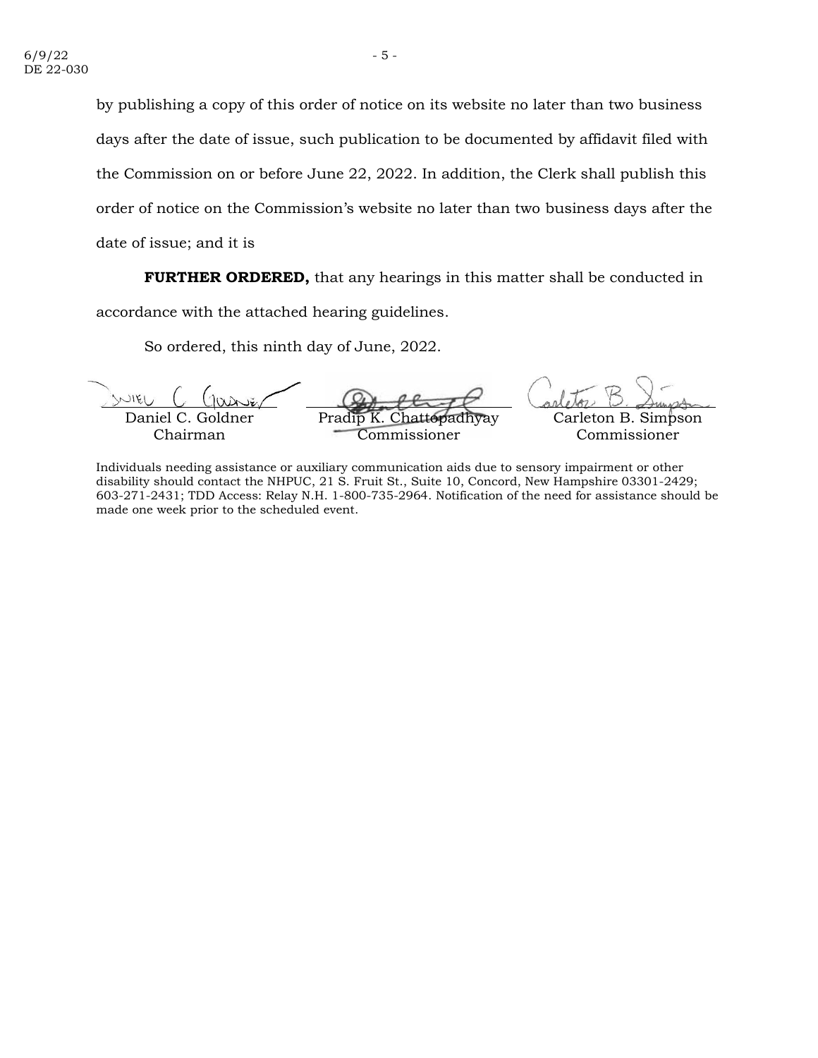by publishing a copy of this order of notice on its website no later than two business days after the date of issue, such publication to be documented by affidavit filed with the Commission on or before June 22, 2022. In addition, the Clerk shall publish this order of notice on the Commission's website no later than two business days after the date of issue; and it is

**FURTHER ORDERED,** that any hearings in this matter shall be conducted in accordance with the attached hearing guidelines.

So ordered, this ninth day of June, 2022.

| Daniel C. Goldner<br>Chairman | Pradip K. Chattopadhyay<br>Commissioner | Carleton B. Simpson<br>Commissioner |
|---|---|---|

Individuals needing assistance or auxiliary communication aids due to sensory impairment or other disability should contact the NHPUC, 21 S. Fruit St., Suite 10, Concord, New Hampshire 03301-2429; 603-271-2431; TDD Access: Relay N.H. 1-800-735-2964. Notification of the need for assistance should be made one week prior to the scheduled event.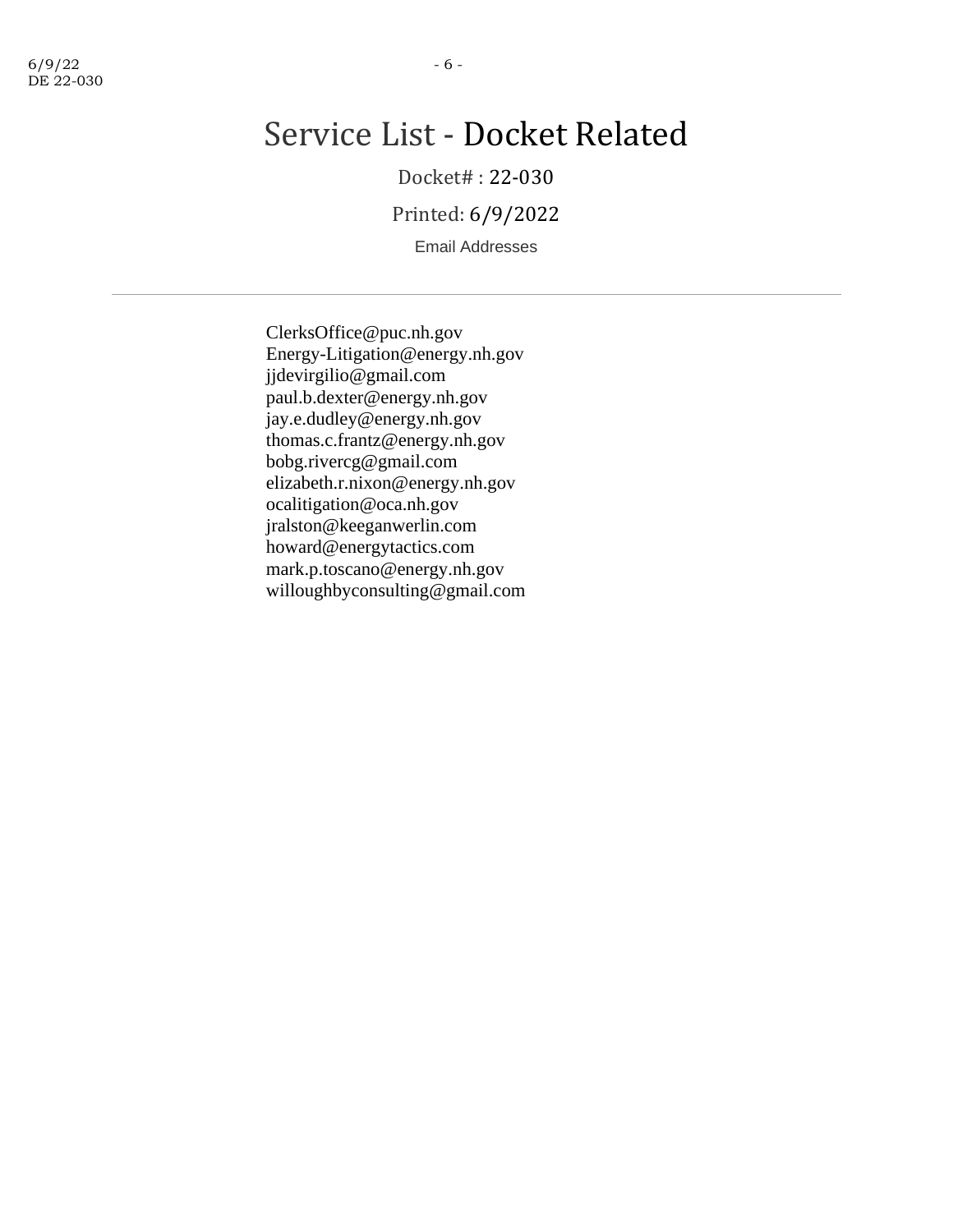# Service List - Docket Related

Docket# : 22-030

Printed: 6/9/2022

Email Addresses

---

ClerksOffice@puc.nh.gov
Energy-Litigation@energy.nh.gov
jjdevirgilio@gmail.com
paul.b.dexter@energy.nh.gov
jay.e.dudley@energy.nh.gov
thomas.c.frantz@energy.nh.gov
bobg.rivercg@gmail.com
elizabeth.r.nixon@energy.nh.gov
ocalitigation@oca.nh.gov
jralston@keeganwerlin.com
howard@energytactics.com
mark.p.toscano@energy.nh.gov
willoughbyconsulting@gmail.com